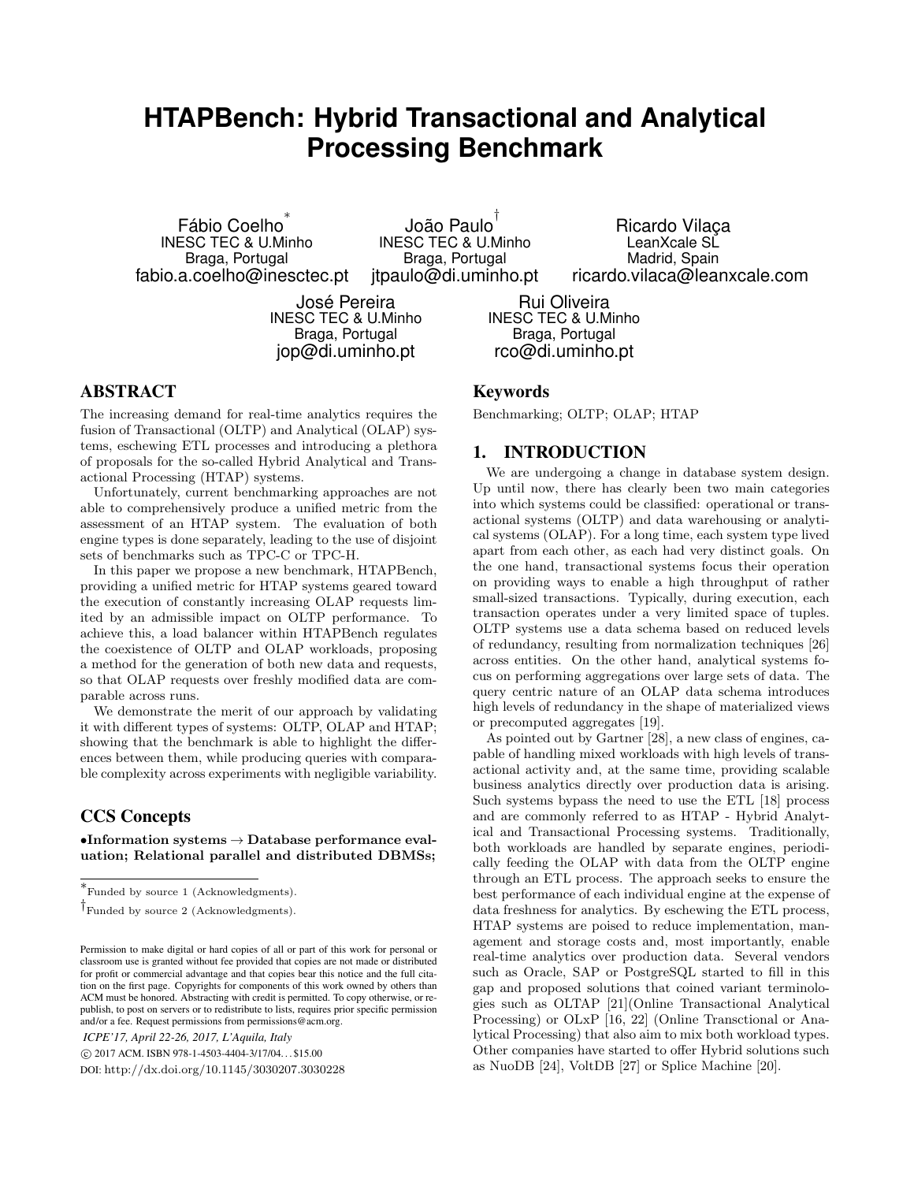# HTAPBench: Hybrid Transactional and Analytical Processing Benchmark

Fábio Coelho [*]
INESC TEC & U.Minho
Braga, Portugal
fabio.a.coelho@inesctec.pt

João Paulo [†]
INESC TEC & U.Minho
Braga, Portugal
jtpaulo@di.uminho.pt

Ricardo Vilaça
LeanXcale SL
Madrid, Spain
ricardo.vilaca@leanxcale.com

José Pereira
INESC TEC & U.Minho
Braga, Portugal
jop@di.uminho.pt

Rui Oliveira
INESC TEC & U.Minho
Braga, Portugal
rco@di.uminho.pt

## ABSTRACT

The increasing demand for real-time analytics requires the fusion of Transactional (OLTP) and Analytical (OLAP) systems, eschewing ETL processes and introducing a plethora of proposals for the so-called Hybrid Analytical and Transactional Processing (HTAP) systems.

Unfortunately, current benchmarking approaches are not able to comprehensively produce a unified metric from the assessment of an HTAP system. The evaluation of both engine types is done separately, leading to the use of disjoint sets of benchmarks such as TPC-C or TPC-H.

In this paper we propose a new benchmark, HTAPBench, providing a unified metric for HTAP systems geared toward the execution of constantly increasing OLAP requests limited by an admissible impact on OLTP performance. To achieve this, a load balancer within HTAPBench regulates the coexistence of OLTP and OLAP workloads, proposing a method for the generation of both new data and requests, so that OLAP requests over freshly modified data are comparable across runs.

We demonstrate the merit of our approach by validating it with different types of systems: OLTP, OLAP and HTAP; showing that the benchmark is able to highlight the differences between them, while producing queries with comparable complexity across experiments with negligible variability.

## CCS Concepts

**•Information systems → Database performance evaluation; Relational parallel and distributed DBMSs;**

[*] Funded by source 1 (Acknowledgments).

[†] Funded by source 2 (Acknowledgments).

Permission to make digital or hard copies of all or part of this work for personal or classroom use is granted without fee provided that copies are not made or distributed for profit or commercial advantage and that copies bear this notice and the full citation on the first page. Copyrights for components of this work owned by others than ACM must be honored. Abstracting with credit is permitted. To copy otherwise, or republish, to post on servers or to redistribute to lists, requires prior specific permission and/or a fee. Request permissions from permissions@acm.org.

*ICPE'17, April 22-26, 2017, L'Aquila, Italy*

© 2017 ACM. ISBN 978-1-4503-4404-3/17/04…$15.00

DOI: http://dx.doi.org/10.1145/3030207.3030228

## Keywords

Benchmarking; OLTP; OLAP; HTAP

## 1. INTRODUCTION

We are undergoing a change in database system design. Up until now, there has clearly been two main categories into which systems could be classified: operational or transactional systems (OLTP) and data warehousing or analytical systems (OLAP). For a long time, each system type lived apart from each other, as each had very distinct goals. On the one hand, transactional systems focus their operation on providing ways to enable a high throughput of rather small-sized transactions. Typically, during execution, each transaction operates under a very limited space of tuples. OLTP systems use a data schema based on reduced levels of redundancy, resulting from normalization techniques [26] across entities. On the other hand, analytical systems focus on performing aggregations over large sets of data. The query centric nature of an OLAP data schema introduces high levels of redundancy in the shape of materialized views or precomputed aggregates [19].

As pointed out by Gartner [28], a new class of engines, capable of handling mixed workloads with high levels of transactional activity and, at the same time, providing scalable business analytics directly over production data is arising. Such systems bypass the need to use the ETL [18] process and are commonly referred to as HTAP - Hybrid Analytical and Transactional Processing systems. Traditionally, both workloads are handled by separate engines, periodically feeding the OLAP with data from the OLTP engine through an ETL process. The approach seeks to ensure the best performance of each individual engine at the expense of data freshness for analytics. By eschewing the ETL process, HTAP systems are poised to reduce implementation, management and storage costs and, most importantly, enable real-time analytics over production data. Several vendors such as Oracle, SAP or PostgreSQL started to fill in this gap and proposed solutions that coined variant terminologies such as OLTAP [21](Online Transactional Analytical Processing) or OLxP [16, 22] (Online Transctional or Analytical Processing) that also aim to mix both workload types. Other companies have started to offer Hybrid solutions such as NuoDB [24], VoltDB [27] or Splice Machine [20].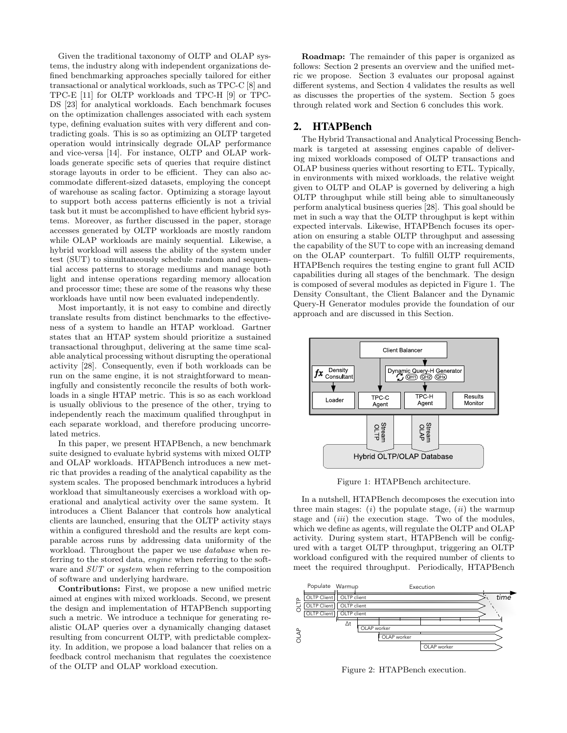Given the traditional taxonomy of OLTP and OLAP systems, the industry along with independent organizations defined benchmarking approaches specially tailored for either transactional or analytical workloads, such as TPC-C [8] and TPC-E [11] for OLTP workloads and TPC-H [9] or TPC-DS [23] for analytical workloads. Each benchmark focuses on the optimization challenges associated with each system type, defining evaluation suites with very different and contradicting goals. This is so as optimizing an OLTP targeted operation would intrinsically degrade OLAP performance and vice-versa [14]. For instance, OLTP and OLAP workloads generate specific sets of queries that require distinct storage layouts in order to be efficient. They can also accommodate different-sized datasets, employing the concept of warehouse as scaling factor. Optimizing a storage layout to support both access patterns efficiently is not a trivial task but it must be accomplished to have efficient hybrid systems. Moreover, as further discussed in the paper, storage accesses generated by OLTP workloads are mostly random while OLAP workloads are mainly sequential. Likewise, a hybrid workload will assess the ability of the system under test (SUT) to simultaneously schedule random and sequential access patterns to storage mediums and manage both light and intense operations regarding memory allocation and processor time; these are some of the reasons why these workloads have until now been evaluated independently.

Most importantly, it is not easy to combine and directly translate results from distinct benchmarks to the effectiveness of a system to handle an HTAP workload. Gartner states that an HTAP system should prioritize a sustained transactional throughput, delivering at the same time scalable analytical processing without disrupting the operational activity [28]. Consequently, even if both workloads can be run on the same engine, it is not straightforward to meaningfully and consistently reconcile the results of both workloads in a single HTAP metric. This is so as each workload is usually oblivious to the presence of the other, trying to independently reach the maximum qualified throughput in each separate workload, and therefore producing uncorrelated metrics.

In this paper, we present HTAPBench, a new benchmark suite designed to evaluate hybrid systems with mixed OLTP and OLAP workloads. HTAPBench introduces a new metric that provides a reading of the analytical capability as the system scales. The proposed benchmark introduces a hybrid workload that simultaneously exercises a workload with operational and analytical activity over the same system. It introduces a Client Balancer that controls how analytical clients are launched, ensuring that the OLTP activity stays within a configured threshold and the results are kept comparable across runs by addressing data uniformity of the workload. Throughout the paper we use *database* when referring to the stored data, *engine* when referring to the software and *SUT* or *system* when referring to the composition of software and underlying hardware.

**Contributions:** First, we propose a new unified metric aimed at engines with mixed workloads. Second, we present the design and implementation of HTAPBench supporting such a metric. We introduce a technique for generating realistic OLAP queries over a dynamically changing dataset resulting from concurrent OLTP, with predictable complexity. In addition, we propose a load balancer that relies on a feedback control mechanism that regulates the coexistence of the OLTP and OLAP workload execution.

**Roadmap:** The remainder of this paper is organized as follows: Section 2 presents an overview and the unified metric we propose. Section 3 evaluates our proposal against different systems, and Section 4 validates the results as well as discusses the properties of the system. Section 5 goes through related work and Section 6 concludes this work.

## 2. HTAPBench

The Hybrid Transactional and Analytical Processing Benchmark is targeted at assessing engines capable of delivering mixed workloads composed of OLTP transactions and OLAP business queries without resorting to ETL. Typically, in environments with mixed workloads, the relative weight given to OLTP and OLAP is governed by delivering a high OLTP throughput while still being able to simultaneously perform analytical business queries [28]. This goal should be met in such a way that the OLTP throughput is kept within expected intervals. Likewise, HTAPBench focuses its operation on ensuring a stable OLTP throughput and assessing the capability of the SUT to cope with an increasing demand on the OLAP counterpart. To fulfill OLTP requirements, HTAPBench requires the testing engine to grant full ACID capabilities during all stages of the benchmark. The design is composed of several modules as depicted in Figure 1. The Density Consultant, the Client Balancer and the Dynamic Query-H Generator modules provide the foundation of our approach and are discussed in this Section.

Client Balancer
fx Density Consultant
Dynamic Query-H Generator
QH1 QH2 QHx
Loader
TPC-C Agent
TPC-H Agent
Results Monitor
Stream OLTP
Stream OLAP
Hybrid OLTP/OLAP Database

Figure 1: HTAPBench architecture.

In a nutshell, HTAPBench decomposes the execution into three main stages: (*i*) the populate stage, (*ii*) the warmup stage and (*iii*) the execution stage. Two of the modules, which we define as agents, will regulate the OLTP and OLAP activity. During system start, HTAPBench will be configured with a target OLTP throughput, triggering an OLTP workload configured with the required number of clients to meet the required throughput. Periodically, HTAPBench

Populate
Warmup
Execution
time
OLTP
OLTP Client
OLTP client
OLTP Client
OLTP client
OLTP Client
OLTP client
Δt
OLAP
OLAP worker
OLAP worker
OLAP worker

Figure 2: HTAPBench execution.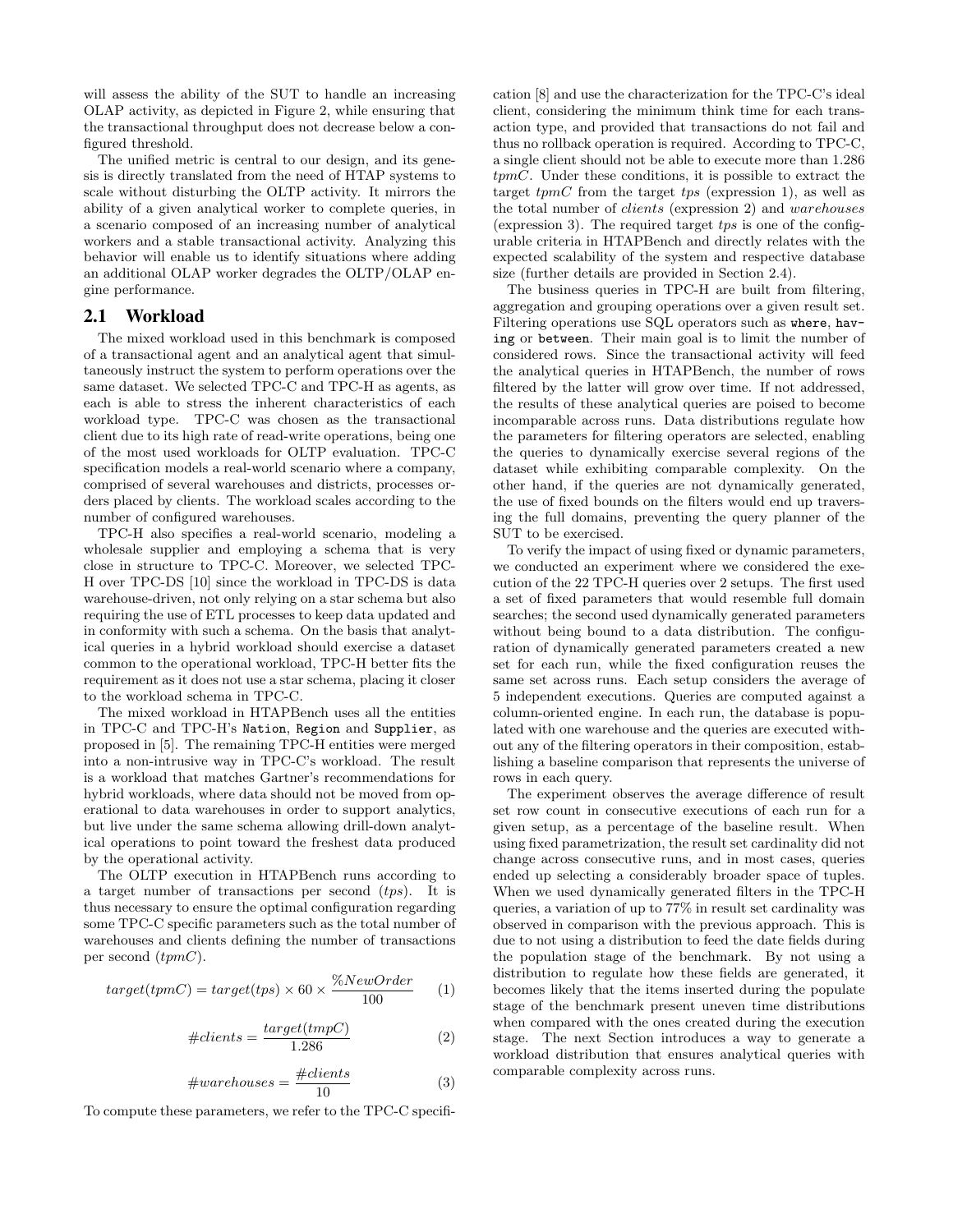will assess the ability of the SUT to handle an increasing OLAP activity, as depicted in Figure 2, while ensuring that the transactional throughput does not decrease below a configured threshold.

The unified metric is central to our design, and its genesis is directly translated from the need of HTAP systems to scale without disturbing the OLTP activity. It mirrors the ability of a given analytical worker to complete queries, in a scenario composed of an increasing number of analytical workers and a stable transactional activity. Analyzing this behavior will enable us to identify situations where adding an additional OLAP worker degrades the OLTP/OLAP engine performance.

## 2.1 Workload

The mixed workload used in this benchmark is composed of a transactional agent and an analytical agent that simultaneously instruct the system to perform operations over the same dataset. We selected TPC-C and TPC-H as agents, as each is able to stress the inherent characteristics of each workload type. TPC-C was chosen as the transactional client due to its high rate of read-write operations, being one of the most used workloads for OLTP evaluation. TPC-C specification models a real-world scenario where a company, comprised of several warehouses and districts, processes orders placed by clients. The workload scales according to the number of configured warehouses.

TPC-H also specifies a real-world scenario, modeling a wholesale supplier and employing a schema that is very close in structure to TPC-C. Moreover, we selected TPC-H over TPC-DS [10] since the workload in TPC-DS is data warehouse-driven, not only relying on a star schema but also requiring the use of ETL processes to keep data updated and in conformity with such a schema. On the basis that analytical queries in a hybrid workload should exercise a dataset common to the operational workload, TPC-H better fits the requirement as it does not use a star schema, placing it closer to the workload schema in TPC-C.

The mixed workload in HTAPBench uses all the entities in TPC-C and TPC-H's `Nation`, `Region` and `Supplier`, as proposed in [5]. The remaining TPC-H entities were merged into a non-intrusive way in TPC-C's workload. The result is a workload that matches Gartner's recommendations for hybrid workloads, where data should not be moved from operational to data warehouses in order to support analytics, but live under the same schema allowing drill-down analytical operations to point toward the freshest data produced by the operational activity.

The OLTP execution in HTAPBench runs according to a target number of transactions per second (*tps*). It is thus necessary to ensure the optimal configuration regarding some TPC-C specific parameters such as the total number of warehouses and clients defining the number of transactions per second (*tpmC*).

$$target(tpmC) = target(tps) \times 60 \times \frac{\%NewOrder}{100} \quad (1)$$

$$\#clients = \frac{target(tmpC)}{1.286} \quad (2)$$

$$\#warehouses = \frac{\#clients}{10} \quad (3)$$

To compute these parameters, we refer to the TPC-C specification [8] and use the characterization for the TPC-C's ideal client, considering the minimum think time for each transaction type, and provided that transactions do not fail and thus no rollback operation is required. According to TPC-C, a single client should not be able to execute more than 1.286 *tpmC*. Under these conditions, it is possible to extract the target *tpmC* from the target *tps* (expression 1), as well as the total number of *clients* (expression 2) and *warehouses* (expression 3). The required target *tps* is one of the configurable criteria in HTAPBench and directly relates with the expected scalability of the system and respective database size (further details are provided in Section 2.4).

The business queries in TPC-H are built from filtering, aggregation and grouping operations over a given result set. Filtering operations use SQL operators such as `where`, `having` or `between`. Their main goal is to limit the number of considered rows. Since the transactional activity will feed the analytical queries in HTAPBench, the number of rows filtered by the latter will grow over time. If not addressed, the results of these analytical queries are poised to become incomparable across runs. Data distributions regulate how the parameters for filtering operators are selected, enabling the queries to dynamically exercise several regions of the dataset while exhibiting comparable complexity. On the other hand, if the queries are not dynamically generated, the use of fixed bounds on the filters would end up traversing the full domains, preventing the query planner of the SUT to be exercised.

To verify the impact of using fixed or dynamic parameters, we conducted an experiment where we considered the execution of the 22 TPC-H queries over 2 setups. The first used a set of fixed parameters that would resemble full domain searches; the second used dynamically generated parameters without being bound to a data distribution. The configuration of dynamically generated parameters created a new set for each run, while the fixed configuration reuses the same set across runs. Each setup considers the average of 5 independent executions. Queries are computed against a column-oriented engine. In each run, the database is populated with one warehouse and the queries are executed without any of the filtering operators in their composition, establishing a baseline comparison that represents the universe of rows in each query.

The experiment observes the average difference of result set row count in consecutive executions of each run for a given setup, as a percentage of the baseline result. When using fixed parametrization, the result set cardinality did not change across consecutive runs, and in most cases, queries ended up selecting a considerably broader space of tuples. When we used dynamically generated filters in the TPC-H queries, a variation of up to 77% in result set cardinality was observed in comparison with the previous approach. This is due to not using a distribution to feed the date fields during the population stage of the benchmark. By not using a distribution to regulate how these fields are generated, it becomes likely that the items inserted during the populate stage of the benchmark present uneven time distributions when compared with the ones created during the execution stage. The next Section introduces a way to generate a workload distribution that ensures analytical queries with comparable complexity across runs.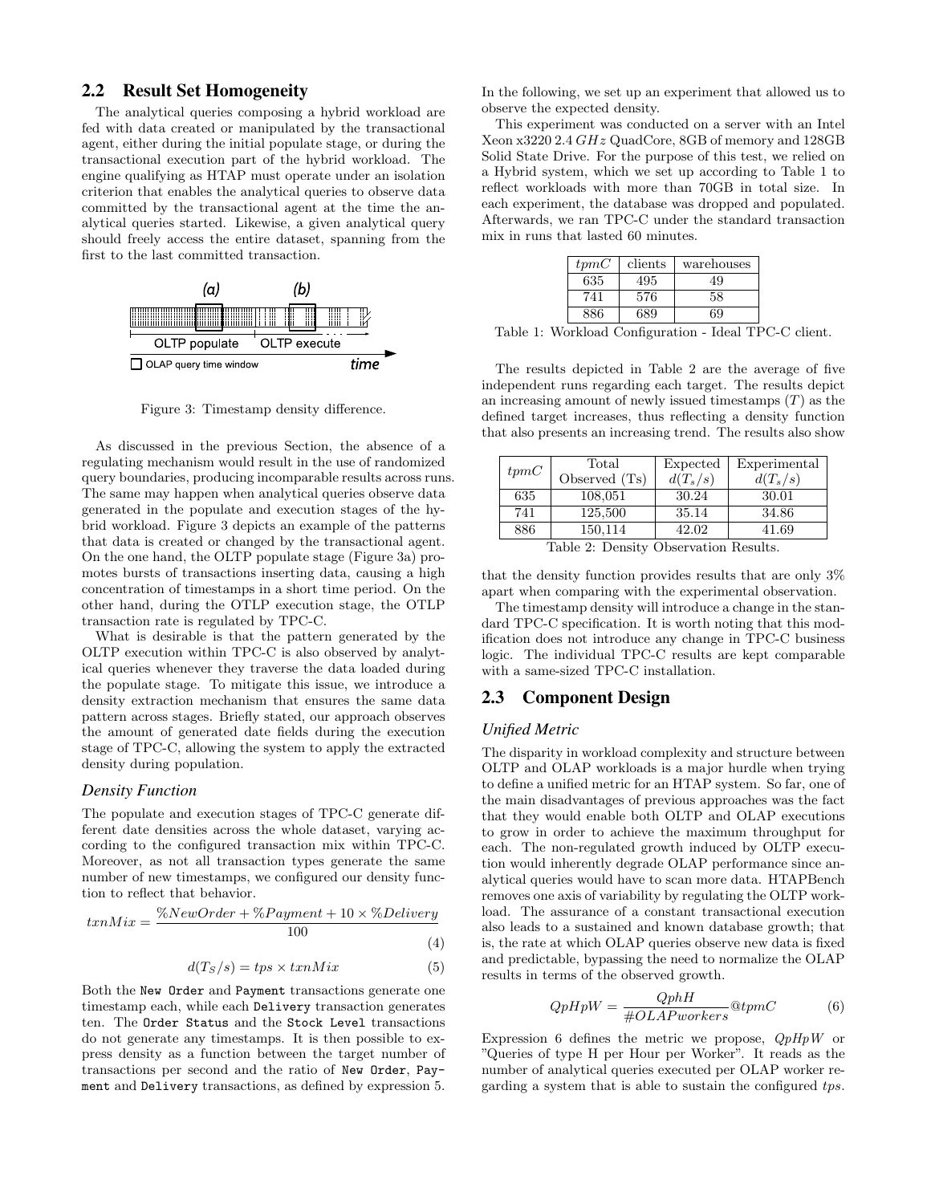## 2.2 Result Set Homogeneity

The analytical queries composing a hybrid workload are fed with data created or manipulated by the transactional agent, either during the initial populate stage, or during the transactional execution part of the hybrid workload. The engine qualifying as HTAP must operate under an isolation criterion that enables the analytical queries to observe data committed by the transactional agent at the time the analytical queries started. Likewise, a given analytical query should freely access the entire dataset, spanning from the first to the last committed transaction.

(a)
(b)
OLTP populate
OLTP execute
OLAP query time window
time

Figure 3: Timestamp density difference.

As discussed in the previous Section, the absence of a regulating mechanism would result in the use of randomized query boundaries, producing incomparable results across runs. The same may happen when analytical queries observe data generated in the populate and execution stages of the hybrid workload. Figure 3 depicts an example of the patterns that data is created or changed by the transactional agent. On the one hand, the OLTP populate stage (Figure 3a) promotes bursts of transactions inserting data, causing a high concentration of timestamps in a short time period. On the other hand, during the OTLP execution stage, the OTLP transaction rate is regulated by TPC-C.

What is desirable is that the pattern generated by the OLTP execution within TPC-C is also observed by analytical queries whenever they traverse the data loaded during the populate stage. To mitigate this issue, we introduce a density extraction mechanism that ensures the same data pattern across stages. Briefly stated, our approach observes the amount of generated date fields during the execution stage of TPC-C, allowing the system to apply the extracted density during population.

### *Density Function*

The populate and execution stages of TPC-C generate different date densities across the whole dataset, varying according to the configured transaction mix within TPC-C. Moreover, as not all transaction types generate the same number of new timestamps, we configured our density function to reflect that behavior.

$$txnMix = \frac{\%NewOrder + \%Payment + 10 \times \%Delivery}{100} \tag{4}$$

$$d(T_S/s) = tps \times txnMix \tag{5}$$

Both the `New Order` and `Payment` transactions generate one timestamp each, while each `Delivery` transaction generates ten. The `Order Status` and the `Stock Level` transactions do not generate any timestamps. It is then possible to express density as a function between the target number of transactions per second and the ratio of `New Order`, `Payment` and `Delivery` transactions, as defined by expression 5.

In the following, we set up an experiment that allowed us to observe the expected density.

This experiment was conducted on a server with an Intel Xeon x3220 2.4 $GHz$ QuadCore, 8GB of memory and 128GB Solid State Drive. For the purpose of this test, we relied on a Hybrid system, which we set up according to Table 1 to reflect workloads with more than 70GB in total size. In each experiment, the database was dropped and populated. Afterwards, we ran TPC-C under the standard transaction mix in runs that lasted 60 minutes.

| $tpmC$ | clients | warehouses |
|---|---|---|
| 635 | 495 | 49 |
| 741 | 576 | 58 |
| 886 | 689 | 69 |

Table 1: Workload Configuration - Ideal TPC-C client.

The results depicted in Table 2 are the average of five independent runs regarding each target. The results depict an increasing amount of newly issued timestamps ($T$) as the defined target increases, thus reflecting a density function that also presents an increasing trend. The results also show

| $tpmC$ | Total Observed (Ts) | Expected $d(T_s/s)$ | Experimental $d(T_s/s)$ |
|---|---|---|---|
| 635 | 108,051 | 30.24 | 30.01 |
| 741 | 125,500 | 35.14 | 34.86 |
| 886 | 150,114 | 42.02 | 41.69 |

Table 2: Density Observation Results.

that the density function provides results that are only 3% apart when comparing with the experimental observation.

The timestamp density will introduce a change in the standard TPC-C specification. It is worth noting that this modification does not introduce any change in TPC-C business logic. The individual TPC-C results are kept comparable with a same-sized TPC-C installation.

## 2.3 Component Design

### *Unified Metric*

The disparity in workload complexity and structure between OLTP and OLAP workloads is a major hurdle when trying to define a unified metric for an HTAP system. So far, one of the main disadvantages of previous approaches was the fact that they would enable both OLTP and OLAP executions to grow in order to achieve the maximum throughput for each. The non-regulated growth induced by OLTP execution would inherently degrade OLAP performance since analytical queries would have to scan more data. HTAPBench removes one axis of variability by regulating the OLTP workload. The assurance of a constant transactional execution also leads to a sustained and known database growth; that is, the rate at which OLAP queries observe new data is fixed and predictable, bypassing the need to normalize the OLAP results in terms of the observed growth.

$$QpHpW = \frac{QphH}{\#OLAPworkers} @tpmC \tag{6}$$

Expression 6 defines the metric we propose, $QpHpW$ or "Queries of type H per Hour per Worker". It reads as the number of analytical queries executed per OLAP worker regarding a system that is able to sustain the configured $tps$.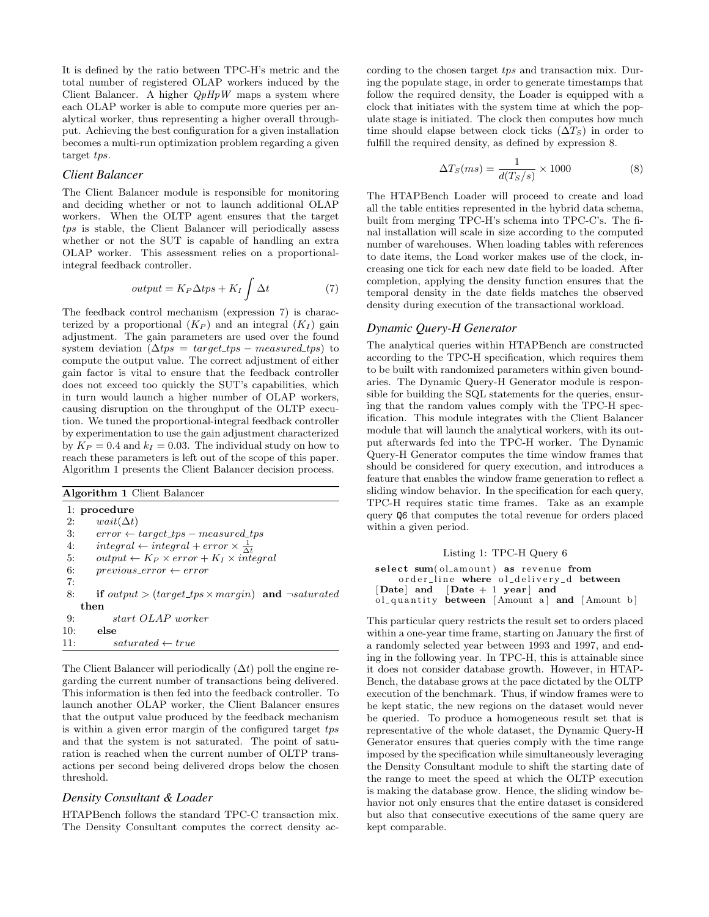It is defined by the ratio between TPC-H's metric and the total number of registered OLAP workers induced by the Client Balancer. A higher $QpHpW$ maps a system where each OLAP worker is able to compute more queries per analytical worker, thus representing a higher overall throughput. Achieving the best configuration for a given installation becomes a multi-run optimization problem regarding a given target *tps*.

### Client Balancer

The Client Balancer module is responsible for monitoring and deciding whether or not to launch additional OLAP workers. When the OLTP agent ensures that the target *tps* is stable, the Client Balancer will periodically assess whether or not the SUT is capable of handling an extra OLAP worker. This assessment relies on a proportional-integral feedback controller.

$$output = K_P \Delta tps + K_I \int \Delta t \tag{7}$$

The feedback control mechanism (expression 7) is characterized by a proportional ($K_P$) and an integral ($K_I$) gain adjustment. The gain parameters are used over the found system deviation ($\Delta tps = target\_tps - measured\_tps$) to compute the output value. The correct adjustment of either gain factor is vital to ensure that the feedback controller does not exceed too quickly the SUT's capabilities, which in turn would launch a higher number of OLAP workers, causing disruption on the throughput of the OLTP execution. We tuned the proportional-integral feedback controller by experimentation to use the gain adjustment characterized by $K_P = 0.4$ and $k_I = 0.03$. The individual study on how to reach these parameters is left out of the scope of this paper. Algorithm 1 presents the Client Balancer decision process.

**Algorithm 1** Client Balancer

```
1:  procedure
2:      wait(Δt)
3:      error ← target_tps − measured_tps
4:      integral ← integral + error × 1/Δt
5:      output ← K_P × error + K_I × integral
6:      previous_error ← error
7:
8:      if output > (target_tps × margin) and ¬saturated then
9:          start OLAP worker
10:     else
11:         saturated ← true
```

The Client Balancer will periodically ($\Delta t$) poll the engine regarding the current number of transactions being delivered. This information is then fed into the feedback controller. To launch another OLAP worker, the Client Balancer ensures that the output value produced by the feedback mechanism is within a given error margin of the configured target *tps* and that the system is not saturated. The point of saturation is reached when the current number of OLTP transactions per second being delivered drops below the chosen threshold.

### Density Consultant & Loader

HTAPBench follows the standard TPC-C transaction mix. The Density Consultant computes the correct density according to the chosen target *tps* and transaction mix. During the populate stage, in order to generate timestamps that follow the required density, the Loader is equipped with a clock that initiates with the system time at which the populate stage is initiated. The clock then computes how much time should elapse between clock ticks ($\Delta T_S$) in order to fulfill the required density, as defined by expression 8.

$$\Delta T_S(ms) = \frac{1}{d(T_S/s)} \times 1000 \tag{8}$$

The HTAPBench Loader will proceed to create and load all the table entities represented in the hybrid data schema, built from merging TPC-H's schema into TPC-C's. The final installation will scale in size according to the computed number of warehouses. When loading tables with references to date items, the Load worker makes use of the clock, increasing one tick for each new date field to be loaded. After completion, applying the density function ensures that the temporal density in the date fields matches the observed density during execution of the transactional workload.

### Dynamic Query-H Generator

The analytical queries within HTAPBench are constructed according to the TPC-H specification, which requires them to be built with randomized parameters within given boundaries. The Dynamic Query-H Generator module is responsible for building the SQL statements for the queries, ensuring that the random values comply with the TPC-H specification. This module integrates with the Client Balancer module that will launch the analytical workers, with its output afterwards fed into the TPC-H worker. The Dynamic Query-H Generator computes the time window frames that should be considered for query execution, and introduces a feature that enables the window frame generation to reflect a sliding window behavior. In the specification for each query, TPC-H requires static time frames. Take as an example query `Q6` that computes the total revenue for orders placed within a given period.

Listing 1: TPC-H Query 6

```sql
select sum(ol_amount) as revenue from
    order_line where ol_delivery_d between
[Date] and  [Date + 1 year] and
ol_quantity between [Amount a] and [Amount b]
```

This particular query restricts the result set to orders placed within a one-year time frame, starting on January the first of a randomly selected year between 1993 and 1997, and ending in the following year. In TPC-H, this is attainable since it does not consider database growth. However, in HTAPBench, the database grows at the pace dictated by the OLTP execution of the benchmark. Thus, if window frames were to be kept static, the new regions on the dataset would never be queried. To produce a homogeneous result set that is representative of the whole dataset, the Dynamic Query-H Generator ensures that queries comply with the time range imposed by the specification while simultaneously leveraging the Density Consultant module to shift the starting date of the range to meet the speed at which the OLTP execution is making the database grow. Hence, the sliding window behavior not only ensures that the entire dataset is considered but also that consecutive executions of the same query are kept comparable.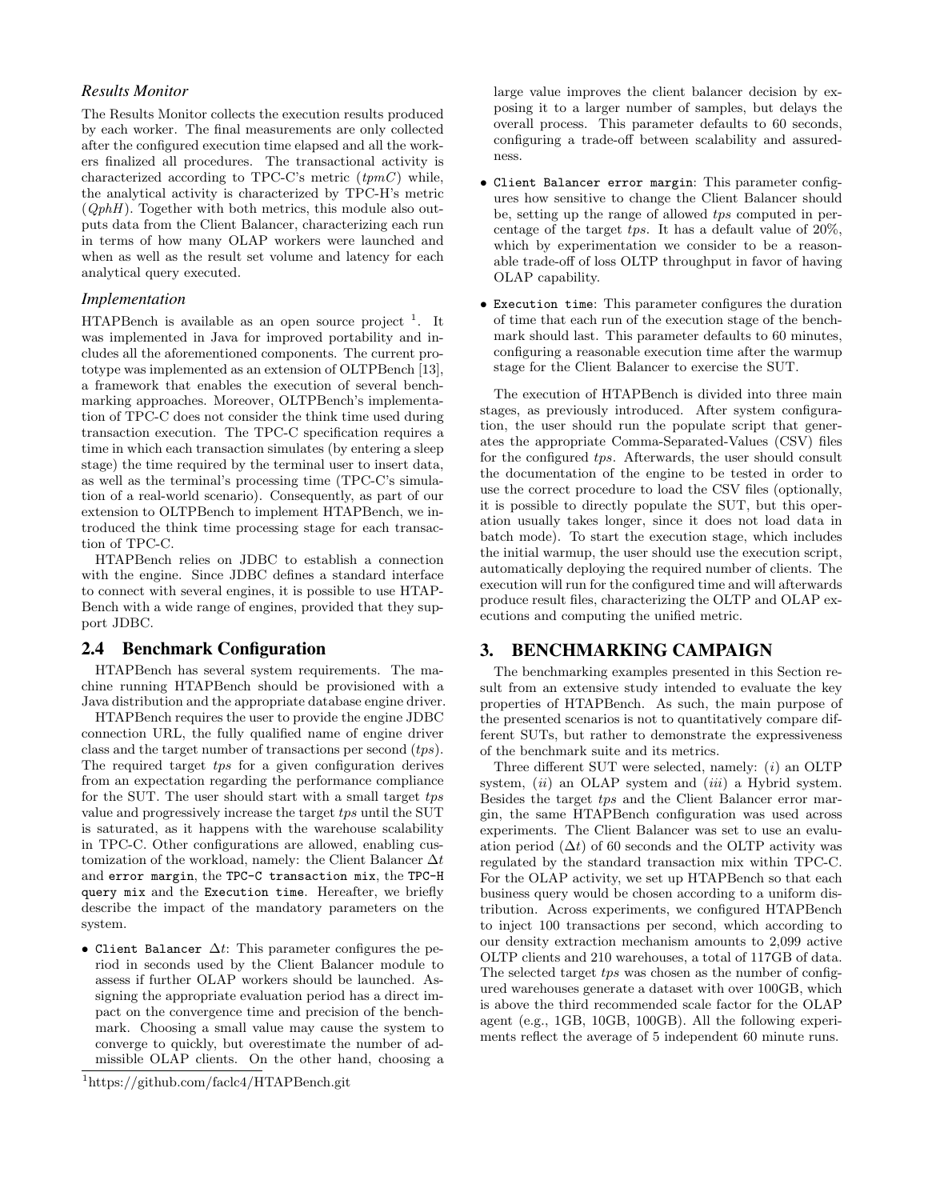### *Results Monitor*

The Results Monitor collects the execution results produced by each worker. The final measurements are only collected after the configured execution time elapsed and all the workers finalized all procedures. The transactional activity is characterized according to TPC-C's metric (*tpmC*) while, the analytical activity is characterized by TPC-H's metric (*QphH*). Together with both metrics, this module also outputs data from the Client Balancer, characterizing each run in terms of how many OLAP workers were launched and when as well as the result set volume and latency for each analytical query executed.

### *Implementation*

HTAPBench is available as an open source project [1]. It was implemented in Java for improved portability and includes all the aforementioned components. The current prototype was implemented as an extension of OLTPBench [13], a framework that enables the execution of several benchmarking approaches. Moreover, OLTPBench's implementation of TPC-C does not consider the think time used during transaction execution. The TPC-C specification requires a time in which each transaction simulates (by entering a sleep stage) the time required by the terminal user to insert data, as well as the terminal's processing time (TPC-C's simulation of a real-world scenario). Consequently, as part of our extension to OLTPBench to implement HTAPBench, we introduced the think time processing stage for each transaction of TPC-C.

HTAPBench relies on JDBC to establish a connection with the engine. Since JDBC defines a standard interface to connect with several engines, it is possible to use HTAPBench with a wide range of engines, provided that they support JDBC.

## 2.4 Benchmark Configuration

HTAPBench has several system requirements. The machine running HTAPBench should be provisioned with a Java distribution and the appropriate database engine driver.

HTAPBench requires the user to provide the engine JDBC connection URL, the fully qualified name of engine driver class and the target number of transactions per second (*tps*). The required target *tps* for a given configuration derives from an expectation regarding the performance compliance for the SUT. The user should start with a small target *tps* value and progressively increase the target *tps* until the SUT is saturated, as it happens with the warehouse scalability in TPC-C. Other configurations are allowed, enabling customization of the workload, namely: the Client Balancer $\Delta t$ and `error margin`, the `TPC-C transaction mix`, the `TPC-H query mix` and the `Execution time`. Hereafter, we briefly describe the impact of the mandatory parameters on the system.

- `Client Balancer` $\Delta t$: This parameter configures the period in seconds used by the Client Balancer module to assess if further OLAP workers should be launched. Assigning the appropriate evaluation period has a direct impact on the convergence time and precision of the benchmark. Choosing a small value may cause the system to converge to quickly, but overestimate the number of admissible OLAP clients. On the other hand, choosing a large value improves the client balancer decision by exposing it to a larger number of samples, but delays the overall process. This parameter defaults to 60 seconds, configuring a trade-off between scalability and assuredness.
- `Client Balancer error margin`: This parameter configures how sensitive to change the Client Balancer should be, setting up the range of allowed *tps* computed in percentage of the target *tps*. It has a default value of 20%, which by experimentation we consider to be a reasonable trade-off of loss OLTP throughput in favor of having OLAP capability.
- `Execution time`: This parameter configures the duration of time that each run of the execution stage of the benchmark should last. This parameter defaults to 60 minutes, configuring a reasonable execution time after the warmup stage for the Client Balancer to exercise the SUT.

The execution of HTAPBench is divided into three main stages, as previously introduced. After system configuration, the user should run the populate script that generates the appropriate Comma-Separated-Values (CSV) files for the configured *tps*. Afterwards, the user should consult the documentation of the engine to be tested in order to use the correct procedure to load the CSV files (optionally, it is possible to directly populate the SUT, but this operation usually takes longer, since it does not load data in batch mode). To start the execution stage, which includes the initial warmup, the user should use the execution script, automatically deploying the required number of clients. The execution will run for the configured time and will afterwards produce result files, characterizing the OLTP and OLAP executions and computing the unified metric.

# 3. BENCHMARKING CAMPAIGN

The benchmarking examples presented in this Section result from an extensive study intended to evaluate the key properties of HTAPBench. As such, the main purpose of the presented scenarios is not to quantitatively compare different SUTs, but rather to demonstrate the expressiveness of the benchmark suite and its metrics.

Three different SUT were selected, namely: (*i*) an OLTP system, (*ii*) an OLAP system and (*iii*) a Hybrid system. Besides the target *tps* and the Client Balancer error margin, the same HTAPBench configuration was used across experiments. The Client Balancer was set to use an evaluation period ($\Delta t$) of 60 seconds and the OLTP activity was regulated by the standard transaction mix within TPC-C. For the OLAP activity, we set up HTAPBench so that each business query would be chosen according to a uniform distribution. Across experiments, we configured HTAPBench to inject 100 transactions per second, which according to our density extraction mechanism amounts to 2,099 active OLTP clients and 210 warehouses, a total of 117GB of data. The selected target *tps* was chosen as the number of configured warehouses generate a dataset with over 100GB, which is above the third recommended scale factor for the OLAP agent (e.g., 1GB, 10GB, 100GB). All the following experiments reflect the average of 5 independent 60 minute runs.

[1] https://github.com/faclc4/HTAPBench.git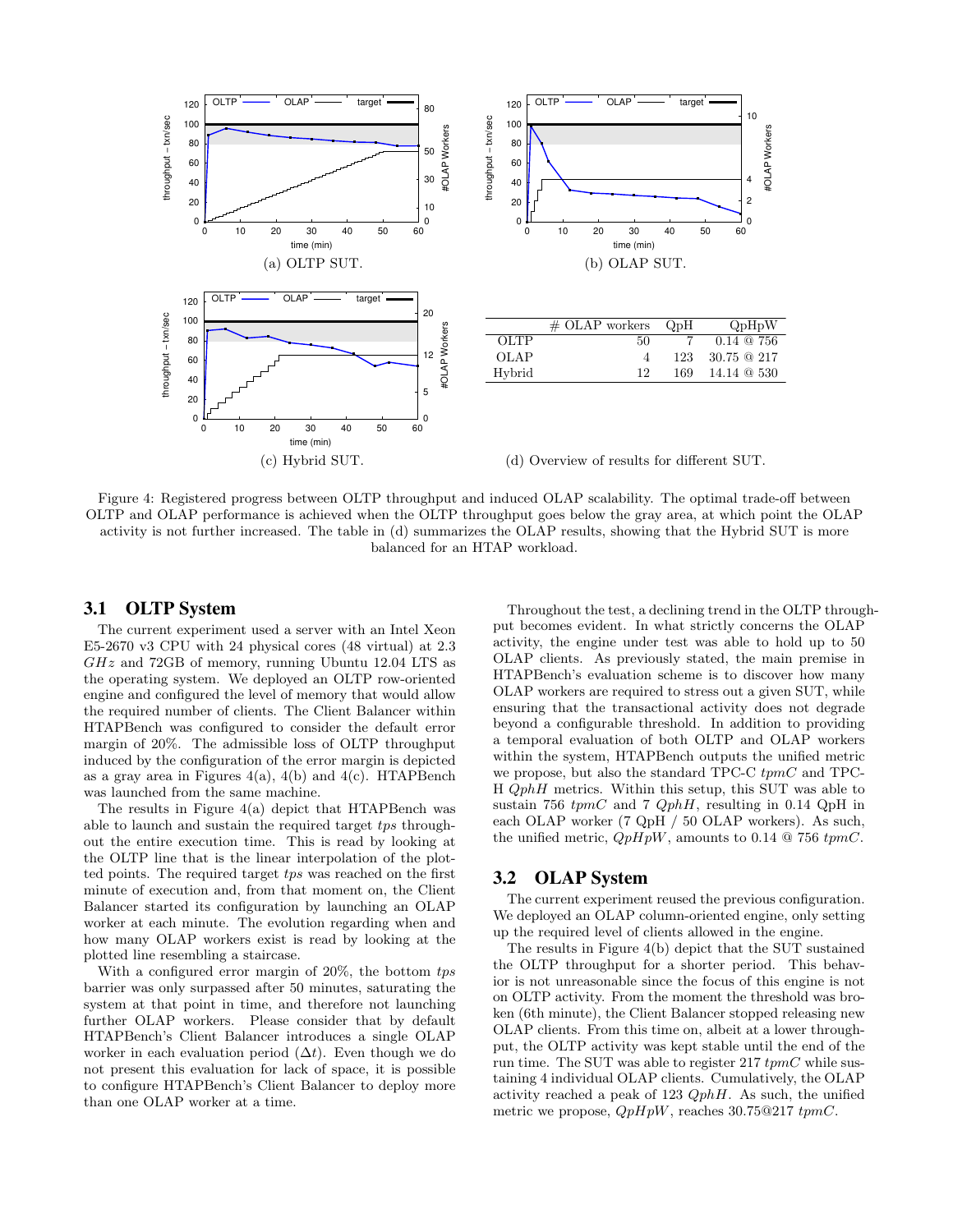(a) OLTP SUT.

(b) OLAP SUT.

(c) Hybrid SUT.

|  | # OLAP workers | QpH | QpHpW |
|---|---|---|---|
| OLTP | 50 | 7 | 0.14 @ 756 |
| OLAP | 4 | 123 | 30.75 @ 217 |
| Hybrid | 12 | 169 | 14.14 @ 530 |

(d) Overview of results for different SUT.

Figure 4: Registered progress between OLTP throughput and induced OLAP scalability. The optimal trade-off between OLTP and OLAP performance is achieved when the OLTP throughput goes below the gray area, at which point the OLAP activity is not further increased. The table in (d) summarizes the OLAP results, showing that the Hybrid SUT is more balanced for an HTAP workload.

### 3.1 OLTP System

The current experiment used a server with an Intel Xeon E5-2670 v3 CPU with 24 physical cores (48 virtual) at 2.3 *GHz* and 72GB of memory, running Ubuntu 12.04 LTS as the operating system. We deployed an OLTP row-oriented engine and configured the level of memory that would allow the required number of clients. The Client Balancer within HTAPBench was configured to consider the default error margin of 20%. The admissible loss of OLTP throughput induced by the configuration of the error margin is depicted as a gray area in Figures 4(a), 4(b) and 4(c). HTAPBench was launched from the same machine.

The results in Figure 4(a) depict that HTAPBench was able to launch and sustain the required target *tps* throughout the entire execution time. This is read by looking at the OLTP line that is the linear interpolation of the plotted points. The required target *tps* was reached on the first minute of execution and, from that moment on, the Client Balancer started its configuration by launching an OLAP worker at each minute. The evolution regarding when and how many OLAP workers exist is read by looking at the plotted line resembling a staircase.

With a configured error margin of 20%, the bottom *tps* barrier was only surpassed after 50 minutes, saturating the system at that point in time, and therefore not launching further OLAP workers. Please consider that by default HTAPBench's Client Balancer introduces a single OLAP worker in each evaluation period ($\Delta t$). Even though we do not present this evaluation for lack of space, it is possible to configure HTAPBench's Client Balancer to deploy more than one OLAP worker at a time.

Throughout the test, a declining trend in the OLTP throughput becomes evident. In what strictly concerns the OLAP activity, the engine under test was able to hold up to 50 OLAP clients. As previously stated, the main premise in HTAPBench's evaluation scheme is to discover how many OLAP workers are required to stress out a given SUT, while ensuring that the transactional activity does not degrade beyond a configurable threshold. In addition to providing a temporal evaluation of both OLTP and OLAP workers within the system, HTAPBench outputs the unified metric we propose, but also the standard TPC-C *tpmC* and TPC-H *QphH* metrics. Within this setup, this SUT was able to sustain 756 *tpmC* and 7 *QphH*, resulting in 0.14 QpH in each OLAP worker (7 QpH / 50 OLAP workers). As such, the unified metric, *QpHpW*, amounts to 0.14 @ 756 *tpmC*.

### 3.2 OLAP System

The current experiment reused the previous configuration. We deployed an OLAP column-oriented engine, only setting up the required level of clients allowed in the engine.

The results in Figure 4(b) depict that the SUT sustained the OLTP throughput for a shorter period. This behavior is not unreasonable since the focus of this engine is not on OLTP activity. From the moment the threshold was broken (6th minute), the Client Balancer stopped releasing new OLAP clients. From this time on, albeit at a lower throughput, the OLTP activity was kept stable until the end of the run time. The SUT was able to register 217 *tpmC* while sustaining 4 individual OLAP clients. Cumulatively, the OLAP activity reached a peak of 123 *QphH*. As such, the unified metric we propose, *QpHpW*, reaches 30.75@217 *tpmC*.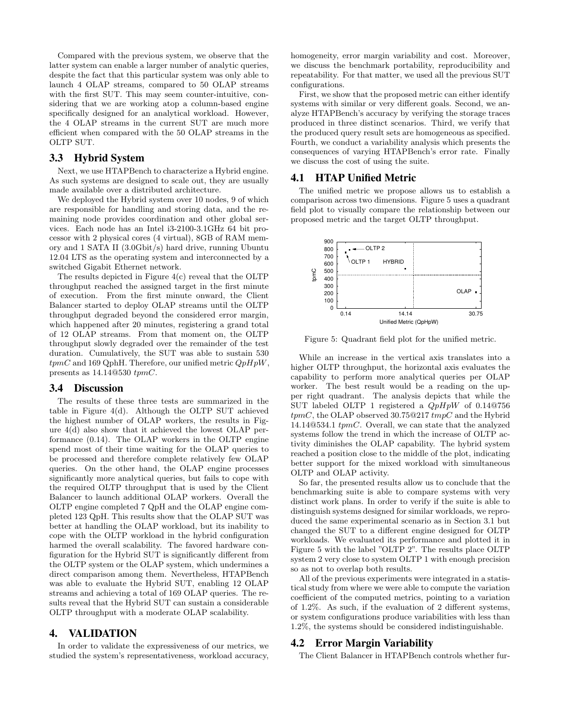Compared with the previous system, we observe that the latter system can enable a larger number of analytic queries, despite the fact that this particular system was only able to launch 4 OLAP streams, compared to 50 OLAP streams with the first SUT. This may seem counter-intuitive, considering that we are working atop a column-based engine specifically designed for an analytical workload. However, the 4 OLAP streams in the current SUT are much more efficient when compared with the 50 OLAP streams in the OLTP SUT.

## 3.3 Hybrid System

Next, we use HTAPBench to characterize a Hybrid engine. As such systems are designed to scale out, they are usually made available over a distributed architecture.

We deployed the Hybrid system over 10 nodes, 9 of which are responsible for handling and storing data, and the remaining node provides coordination and other global services. Each node has an Intel i3-2100-3.1GHz 64 bit processor with 2 physical cores (4 virtual), 8GB of RAM memory and 1 SATA II (3.0Gbit/s) hard drive, running Ubuntu 12.04 LTS as the operating system and interconnected by a switched Gigabit Ethernet network.

The results depicted in Figure 4(c) reveal that the OLTP throughput reached the assigned target in the first minute of execution. From the first minute onward, the Client Balancer started to deploy OLAP streams until the OLTP throughput degraded beyond the considered error margin, which happened after 20 minutes, registering a grand total of 12 OLAP streams. From that moment on, the OLTP throughput slowly degraded over the remainder of the test duration. Cumulatively, the SUT was able to sustain 530 *tpmC* and 169 QphH. Therefore, our unified metric *QpHpW*, presents as 14.14@530 *tpmC*.

## 3.4 Discussion

The results of these three tests are summarized in the table in Figure 4(d). Although the OLTP SUT achieved the highest number of OLAP workers, the results in Figure 4(d) also show that it achieved the lowest OLAP performance (0.14). The OLAP workers in the OLTP engine spend most of their time waiting for the OLAP queries to be processed and therefore complete relatively few OLAP queries. On the other hand, the OLAP engine processes significantly more analytical queries, but fails to cope with the required OLTP throughput that is used by the Client Balancer to launch additional OLAP workers. Overall the OLTP engine completed 7 QpH and the OLAP engine completed 123 QpH. This results show that the OLAP SUT was better at handling the OLAP workload, but its inability to cope with the OLTP workload in the hybrid configuration harmed the overall scalability. The favored hardware configuration for the Hybrid SUT is significantly different from the OLTP system or the OLAP system, which undermines a direct comparison among them. Nevertheless, HTAPBench was able to evaluate the Hybrid SUT, enabling 12 OLAP streams and achieving a total of 169 OLAP queries. The results reveal that the Hybrid SUT can sustain a considerable OLTP throughput with a moderate OLAP scalability.

# 4. VALIDATION

In order to validate the expressiveness of our metrics, we studied the system's representativeness, workload accuracy, homogeneity, error margin variability and cost. Moreover, we discuss the benchmark portability, reproducibility and repeatability. For that matter, we used all the previous SUT configurations.

First, we show that the proposed metric can either identify systems with similar or very different goals. Second, we analyze HTAPBench's accuracy by verifying the storage traces produced in three distinct scenarios. Third, we verify that the produced query result sets are homogeneous as specified. Fourth, we conduct a variability analysis which presents the consequences of varying HTAPBench's error rate. Finally we discuss the cost of using the suite.

## 4.1 HTAP Unified Metric

The unified metric we propose allows us to establish a comparison across two dimensions. Figure 5 uses a quadrant field plot to visually compare the relationship between our proposed metric and the target OLTP throughput.

Figure 5: Quadrant field plot for the unified metric.

While an increase in the vertical axis translates into a higher OLTP throughput, the horizontal axis evaluates the capability to perform more analytical queries per OLAP worker. The best result would be a reading on the upper right quadrant. The analysis depicts that while the SUT labeled OLTP 1 registered a *QpHpW* of 0.14@756 *tpmC*, the OLAP observed 30.75@217 *tmpC* and the Hybrid 14.14@534.1 *tpmC*. Overall, we can state that the analyzed systems follow the trend in which the increase of OLTP activity diminishes the OLAP capability. The hybrid system reached a position close to the middle of the plot, indicating better support for the mixed workload with simultaneous OLTP and OLAP activity.

So far, the presented results allow us to conclude that the benchmarking suite is able to compare systems with very distinct work plans. In order to verify if the suite is able to distinguish systems designed for similar workloads, we reproduced the same experimental scenario as in Section 3.1 but changed the SUT to a different engine designed for OLTP workloads. We evaluated its performance and plotted it in Figure 5 with the label "OLTP 2". The results place OLTP system 2 very close to system OLTP 1 with enough precision so as not to overlap both results.

All of the previous experiments were integrated in a statistical study from where we were able to compute the variation coefficient of the computed metrics, pointing to a variation of 1.2%. As such, if the evaluation of 2 different systems, or system configurations produce variabilities with less than 1.2%, the systems should be considered indistinguishable.

## 4.2 Error Margin Variability

The Client Balancer in HTAPBench controls whether fur-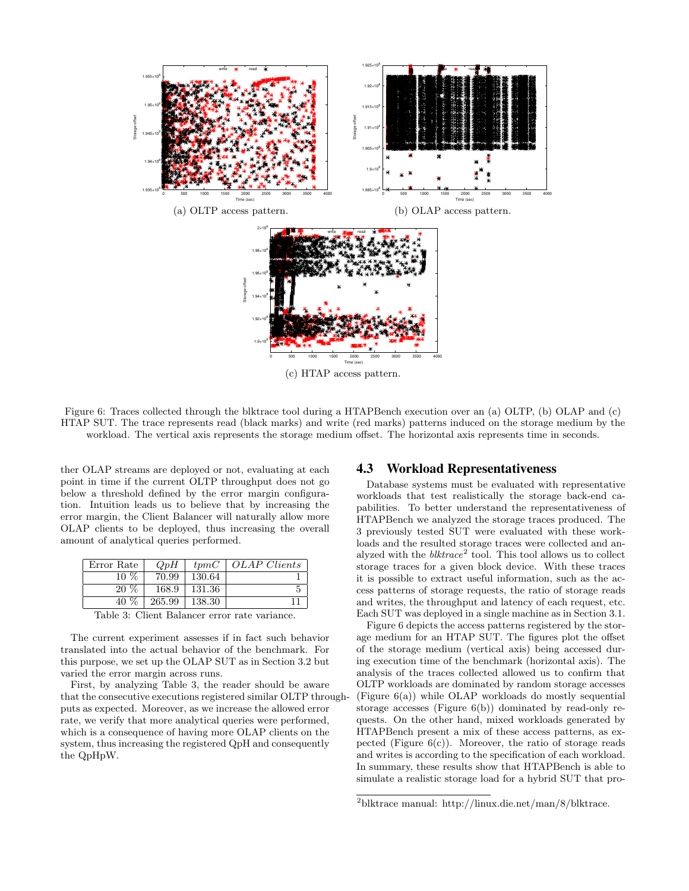(a) OLTP access pattern.

(b) OLAP access pattern.

(c) HTAP access pattern.

Figure 6: Traces collected through the blktrace tool during a HTAPBench execution over an (a) OLTP, (b) OLAP and (c) HTAP SUT. The trace represents read (black marks) and write (red marks) patterns induced on the storage medium by the workload. The vertical axis represents the storage medium offset. The horizontal axis represents time in seconds.

ther OLAP streams are deployed or not, evaluating at each point in time if the current OLTP throughput does not go below a threshold defined by the error margin configuration. Intuition leads us to believe that by increasing the error margin, the Client Balancer will naturally allow more OLAP clients to be deployed, thus increasing the overall amount of analytical queries performed.

| Error Rate | *QpH* | *tpmC* | *OLAP Clients* |
|---|---|---|---|
| 10 % | 70.99 | 130.64 | 1 |
| 20 % | 168.9 | 131.36 | 5 |
| 40 % | 265.99 | 138.30 | 11 |

Table 3: Client Balancer error rate variance.

The current experiment assesses if in fact such behavior translated into the actual behavior of the benchmark. For this purpose, we set up the OLAP SUT as in Section 3.2 but varied the error margin across runs.

First, by analyzing Table 3, the reader should be aware that the consecutive executions registered similar OLTP throughputs as expected. Moreover, as we increase the allowed error rate, we verify that more analytical queries were performed, which is a consequence of having more OLAP clients on the system, thus increasing the registered QpH and consequently the QpHpW.

## 4.3 Workload Representativeness

Database systems must be evaluated with representative workloads that test realistically the storage back-end capabilities. To better understand the representativeness of HTAPBench we analyzed the storage traces produced. The 3 previously tested SUT were evaluated with these workloads and the resulted storage traces were collected and analyzed with the *blktrace*[2] tool. This tool allows us to collect storage traces for a given block device. With these traces it is possible to extract useful information, such as the access patterns of storage requests, the ratio of storage reads and writes, the throughput and latency of each request, etc. Each SUT was deployed in a single machine as in Section 3.1.

Figure 6 depicts the access patterns registered by the storage medium for an HTAP SUT. The figures plot the offset of the storage medium (vertical axis) being accessed during execution time of the benchmark (horizontal axis). The analysis of the traces collected allowed us to confirm that OLTP workloads are dominated by random storage accesses (Figure 6(a)) while OLAP workloads do mostly sequential storage accesses (Figure 6(b)) dominated by read-only requests. On the other hand, mixed workloads generated by HTAPBench present a mix of these access patterns, as expected (Figure 6(c)). Moreover, the ratio of storage reads and writes is according to the specification of each workload. In summary, these results show that HTAPBench is able to simulate a realistic storage load for a hybrid SUT that pro-

[2] blktrace manual: http://linux.die.net/man/8/blktrace.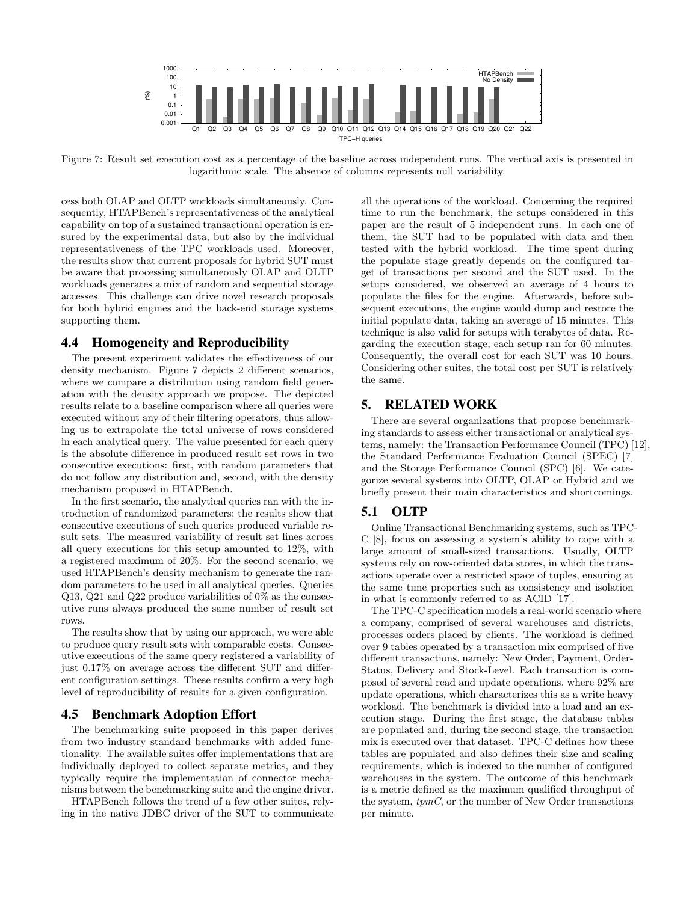Figure 7: Result set execution cost as a percentage of the baseline across independent runs. The vertical axis is presented in logarithmic scale. The absence of columns represents null variability.

cess both OLAP and OLTP workloads simultaneously. Consequently, HTAPBench's representativeness of the analytical capability on top of a sustained transactional operation is ensured by the experimental data, but also by the individual representativeness of the TPC workloads used. Moreover, the results show that current proposals for hybrid SUT must be aware that processing simultaneously OLAP and OLTP workloads generates a mix of random and sequential storage accesses. This challenge can drive novel research proposals for both hybrid engines and the back-end storage systems supporting them.

## 4.4 Homogeneity and Reproducibility

The present experiment validates the effectiveness of our density mechanism. Figure 7 depicts 2 different scenarios, where we compare a distribution using random field generation with the density approach we propose. The depicted results relate to a baseline comparison where all queries were executed without any of their filtering operators, thus allowing us to extrapolate the total universe of rows considered in each analytical query. The value presented for each query is the absolute difference in produced result set rows in two consecutive executions: first, with random parameters that do not follow any distribution and, second, with the density mechanism proposed in HTAPBench.

In the first scenario, the analytical queries ran with the introduction of randomized parameters; the results show that consecutive executions of such queries produced variable result sets. The measured variability of result set lines across all query executions for this setup amounted to 12%, with a registered maximum of 20%. For the second scenario, we used HTAPBench's density mechanism to generate the random parameters to be used in all analytical queries. Queries Q13, Q21 and Q22 produce variabilities of 0% as the consecutive runs always produced the same number of result set rows.

The results show that by using our approach, we were able to produce query result sets with comparable costs. Consecutive executions of the same query registered a variability of just 0.17% on average across the different SUT and different configuration settings. These results confirm a very high level of reproducibility of results for a given configuration.

## 4.5 Benchmark Adoption Effort

The benchmarking suite proposed in this paper derives from two industry standard benchmarks with added functionality. The available suites offer implementations that are individually deployed to collect separate metrics, and they typically require the implementation of connector mechanisms between the benchmarking suite and the engine driver.

HTAPBench follows the trend of a few other suites, relying in the native JDBC driver of the SUT to communicate all the operations of the workload. Concerning the required time to run the benchmark, the setups considered in this paper are the result of 5 independent runs. In each one of them, the SUT had to be populated with data and then tested with the hybrid workload. The time spent during the populate stage greatly depends on the configured target of transactions per second and the SUT used. In the setups considered, we observed an average of 4 hours to populate the files for the engine. Afterwards, before subsequent executions, the engine would dump and restore the initial populate data, taking an average of 15 minutes. This technique is also valid for setups with terabytes of data. Regarding the execution stage, each setup ran for 60 minutes. Consequently, the overall cost for each SUT was 10 hours. Considering other suites, the total cost per SUT is relatively the same.

# 5. RELATED WORK

There are several organizations that propose benchmarking standards to assess either transactional or analytical systems, namely: the Transaction Performance Council (TPC) [12], the Standard Performance Evaluation Council (SPEC) [7] and the Storage Performance Council (SPC) [6]. We categorize several systems into OLTP, OLAP or Hybrid and we briefly present their main characteristics and shortcomings.

## 5.1 OLTP

Online Transactional Benchmarking systems, such as TPC-C [8], focus on assessing a system's ability to cope with a large amount of small-sized transactions. Usually, OLTP systems rely on row-oriented data stores, in which the transactions operate over a restricted space of tuples, ensuring at the same time properties such as consistency and isolation in what is commonly referred to as ACID [17].

The TPC-C specification models a real-world scenario where a company, comprised of several warehouses and districts, processes orders placed by clients. The workload is defined over 9 tables operated by a transaction mix comprised of five different transactions, namely: New Order, Payment, Order-Status, Delivery and Stock-Level. Each transaction is composed of several read and update operations, where 92% are update operations, which characterizes this as a write heavy workload. The benchmark is divided into a load and an execution stage. During the first stage, the database tables are populated and, during the second stage, the transaction mix is executed over that dataset. TPC-C defines how these tables are populated and also defines their size and scaling requirements, which is indexed to the number of configured warehouses in the system. The outcome of this benchmark is a metric defined as the maximum qualified throughput of the system, *tpmC*, or the number of New Order transactions per minute.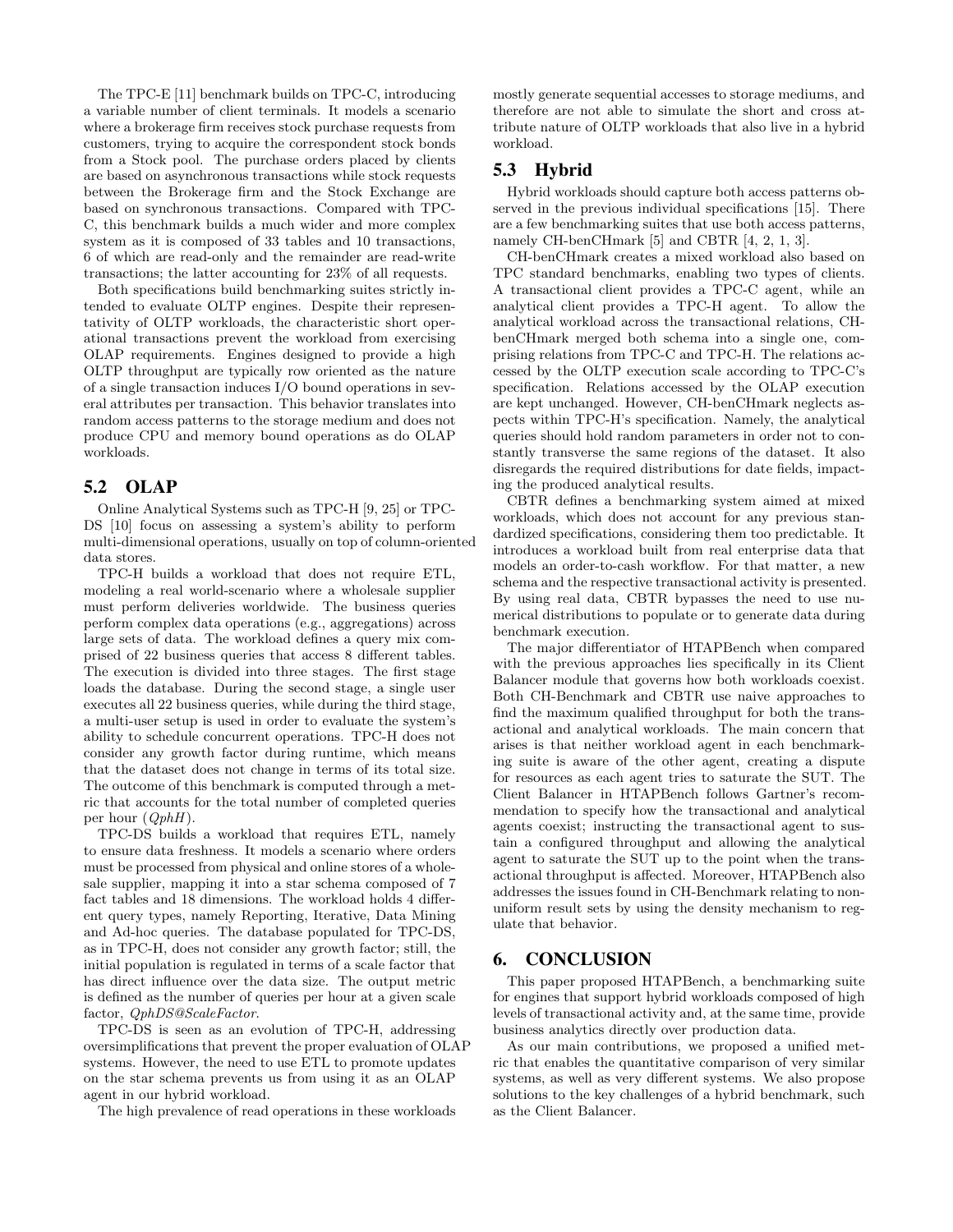The TPC-E [11] benchmark builds on TPC-C, introducing a variable number of client terminals. It models a scenario where a brokerage firm receives stock purchase requests from customers, trying to acquire the correspondent stock bonds from a Stock pool. The purchase orders placed by clients are based on asynchronous transactions while stock requests between the Brokerage firm and the Stock Exchange are based on synchronous transactions. Compared with TPC-C, this benchmark builds a much wider and more complex system as it is composed of 33 tables and 10 transactions, 6 of which are read-only and the remainder are read-write transactions; the latter accounting for 23% of all requests.

Both specifications build benchmarking suites strictly intended to evaluate OLTP engines. Despite their representativity of OLTP workloads, the characteristic short operational transactions prevent the workload from exercising OLAP requirements. Engines designed to provide a high OLTP throughput are typically row oriented as the nature of a single transaction induces I/O bound operations in several attributes per transaction. This behavior translates into random access patterns to the storage medium and does not produce CPU and memory bound operations as do OLAP workloads.

## 5.2 OLAP

Online Analytical Systems such as TPC-H [9, 25] or TPC-DS [10] focus on assessing a system's ability to perform multi-dimensional operations, usually on top of column-oriented data stores.

TPC-H builds a workload that does not require ETL, modeling a real world-scenario where a wholesale supplier must perform deliveries worldwide. The business queries perform complex data operations (e.g., aggregations) across large sets of data. The workload defines a query mix comprised of 22 business queries that access 8 different tables. The execution is divided into three stages. The first stage loads the database. During the second stage, a single user executes all 22 business queries, while during the third stage, a multi-user setup is used in order to evaluate the system's ability to schedule concurrent operations. TPC-H does not consider any growth factor during runtime, which means that the dataset does not change in terms of its total size. The outcome of this benchmark is computed through a metric that accounts for the total number of completed queries per hour (*QphH*).

TPC-DS builds a workload that requires ETL, namely to ensure data freshness. It models a scenario where orders must be processed from physical and online stores of a wholesale supplier, mapping it into a star schema composed of 7 fact tables and 18 dimensions. The workload holds 4 different query types, namely Reporting, Iterative, Data Mining and Ad-hoc queries. The database populated for TPC-DS, as in TPC-H, does not consider any growth factor; still, the initial population is regulated in terms of a scale factor that has direct influence over the data size. The output metric is defined as the number of queries per hour at a given scale factor, *QphDS@ScaleFactor*.

TPC-DS is seen as an evolution of TPC-H, addressing oversimplifications that prevent the proper evaluation of OLAP systems. However, the need to use ETL to promote updates on the star schema prevents us from using it as an OLAP agent in our hybrid workload.

The high prevalence of read operations in these workloads mostly generate sequential accesses to storage mediums, and therefore are not able to simulate the short and cross attribute nature of OLTP workloads that also live in a hybrid workload.

## 5.3 Hybrid

Hybrid workloads should capture both access patterns observed in the previous individual specifications [15]. There are a few benchmarking suites that use both access patterns, namely CH-benCHmark [5] and CBTR [4, 2, 1, 3].

CH-benCHmark creates a mixed workload also based on TPC standard benchmarks, enabling two types of clients. A transactional client provides a TPC-C agent, while an analytical client provides a TPC-H agent. To allow the analytical workload across the transactional relations, CH-benCHmark merged both schema into a single one, comprising relations from TPC-C and TPC-H. The relations accessed by the OLTP execution scale according to TPC-C's specification. Relations accessed by the OLAP execution are kept unchanged. However, CH-benCHmark neglects aspects within TPC-H's specification. Namely, the analytical queries should hold random parameters in order not to constantly transverse the same regions of the dataset. It also disregards the required distributions for date fields, impacting the produced analytical results.

CBTR defines a benchmarking system aimed at mixed workloads, which does not account for any previous standardized specifications, considering them too predictable. It introduces a workload built from real enterprise data that models an order-to-cash workflow. For that matter, a new schema and the respective transactional activity is presented. By using real data, CBTR bypasses the need to use numerical distributions to populate or to generate data during benchmark execution.

The major differentiator of HTAPBench when compared with the previous approaches lies specifically in its Client Balancer module that governs how both workloads coexist. Both CH-Benchmark and CBTR use naive approaches to find the maximum qualified throughput for both the transactional and analytical workloads. The main concern that arises is that neither workload agent in each benchmarking suite is aware of the other agent, creating a dispute for resources as each agent tries to saturate the SUT. The Client Balancer in HTAPBench follows Gartner's recommendation to specify how the transactional and analytical agents coexist; instructing the transactional agent to sustain a configured throughput and allowing the analytical agent to saturate the SUT up to the point when the transactional throughput is affected. Moreover, HTAPBench also addresses the issues found in CH-Benchmark relating to non-uniform result sets by using the density mechanism to regulate that behavior.

# 6. CONCLUSION

This paper proposed HTAPBench, a benchmarking suite for engines that support hybrid workloads composed of high levels of transactional activity and, at the same time, provide business analytics directly over production data.

As our main contributions, we proposed a unified metric that enables the quantitative comparison of very similar systems, as well as very different systems. We also propose solutions to the key challenges of a hybrid benchmark, such as the Client Balancer.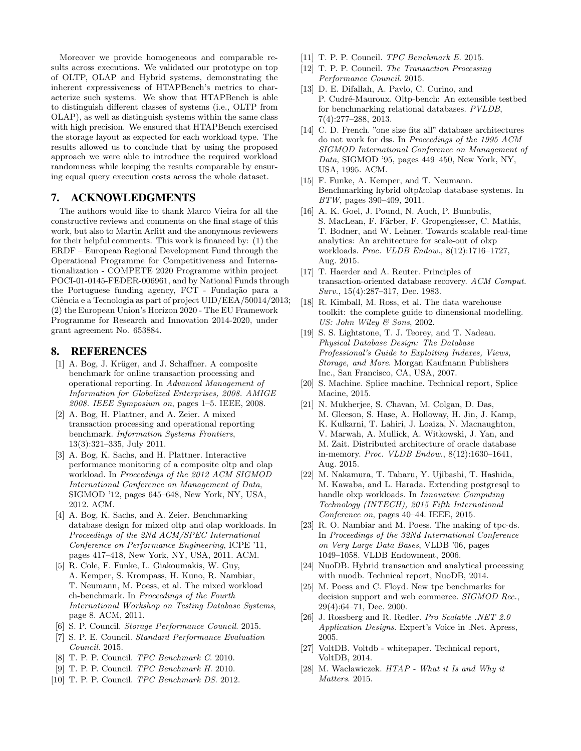Moreover we provide homogeneous and comparable results across executions. We validated our prototype on top of OLTP, OLAP and Hybrid systems, demonstrating the inherent expressiveness of HTAPBench's metrics to characterize such systems. We show that HTAPBench is able to distinguish different classes of systems (i.e., OLTP from OLAP), as well as distinguish systems within the same class with high precision. We ensured that HTAPBench exercised the storage layout as expected for each workload type. The results allowed us to conclude that by using the proposed approach we were able to introduce the required workload randomness while keeping the results comparable by ensuring equal query execution costs across the whole dataset.

## 7. ACKNOWLEDGMENTS

The authors would like to thank Marco Vieira for all the constructive reviews and comments on the final stage of this work, but also to Martin Arlitt and the anonymous reviewers for their helpful comments. This work is financed by: (1) the ERDF – European Regional Development Fund through the Operational Programme for Competitiveness and Internationalization - COMPETE 2020 Programme within project POCI-01-0145-FEDER-006961, and by National Funds through the Portuguese funding agency, FCT - Fundação para a Ciência e a Tecnologia as part of project UID/EEA/50014/2013; (2) the European Union's Horizon 2020 - The EU Framework Programme for Research and Innovation 2014-2020, under grant agreement No. 653884.

## 8. REFERENCES

[1] A. Bog, J. Krüger, and J. Schaffner. A composite benchmark for online transaction processing and operational reporting. In *Advanced Management of Information for Globalized Enterprises, 2008. AMIGE 2008. IEEE Symposium on*, pages 1–5. IEEE, 2008.

[2] A. Bog, H. Plattner, and A. Zeier. A mixed transaction processing and operational reporting benchmark. *Information Systems Frontiers*, 13(3):321–335, July 2011.

[3] A. Bog, K. Sachs, and H. Plattner. Interactive performance monitoring of a composite oltp and olap workload. In *Proceedings of the 2012 ACM SIGMOD International Conference on Management of Data*, SIGMOD '12, pages 645–648, New York, NY, USA, 2012. ACM.

[4] A. Bog, K. Sachs, and A. Zeier. Benchmarking database design for mixed oltp and olap workloads. In *Proceedings of the 2Nd ACM/SPEC International Conference on Performance Engineering*, ICPE '11, pages 417–418, New York, NY, USA, 2011. ACM.

[5] R. Cole, F. Funke, L. Giakoumakis, W. Guy, A. Kemper, S. Krompass, H. Kuno, R. Nambiar, T. Neumann, M. Poess, et al. The mixed workload ch-benchmark. In *Proceedings of the Fourth International Workshop on Testing Database Systems*, page 8. ACM, 2011.

[6] S. P. Council. *Storage Performance Council*. 2015.

[7] S. P. E. Council. *Standard Performance Evaluation Council*. 2015.

[8] T. P. P. Council. *TPC Benchmark C*. 2010.

[9] T. P. P. Council. *TPC Benchmark H*. 2010.

[10] T. P. P. Council. *TPC Benchmark DS*. 2012.

[11] T. P. P. Council. *TPC Benchmark E*. 2015.

[12] T. P. P. Council. *The Transaction Processing Performance Council*. 2015.

[13] D. E. Difallah, A. Pavlo, C. Curino, and P. Cudré-Mauroux. Oltp-bench: An extensible testbed for benchmarking relational databases. *PVLDB*, 7(4):277–288, 2013.

[14] C. D. French. "one size fits all" database architectures do not work for dss. In *Proceedings of the 1995 ACM SIGMOD International Conference on Management of Data*, SIGMOD '95, pages 449–450, New York, NY, USA, 1995. ACM.

[15] F. Funke, A. Kemper, and T. Neumann. Benchmarking hybrid oltp&olap database systems. In *BTW*, pages 390–409, 2011.

[16] A. K. Goel, J. Pound, N. Auch, P. Bumbulis, S. MacLean, F. Färber, F. Gropengiesser, C. Mathis, T. Bodner, and W. Lehner. Towards scalable real-time analytics: An architecture for scale-out of olxp workloads. *Proc. VLDB Endow.*, 8(12):1716–1727, Aug. 2015.

[17] T. Haerder and A. Reuter. Principles of transaction-oriented database recovery. *ACM Comput. Surv.*, 15(4):287–317, Dec. 1983.

[18] R. Kimball, M. Ross, et al. The data warehouse toolkit: the complete guide to dimensional modelling. *US: John Wiley & Sons*, 2002.

[19] S. S. Lightstone, T. J. Teorey, and T. Nadeau. *Physical Database Design: The Database Professional's Guide to Exploiting Indexes, Views, Storage, and More*. Morgan Kaufmann Publishers Inc., San Francisco, CA, USA, 2007.

[20] S. Machine. Splice machine. Technical report, Splice Macine, 2015.

[21] N. Mukherjee, S. Chavan, M. Colgan, D. Das, M. Gleeson, S. Hase, A. Holloway, H. Jin, J. Kamp, K. Kulkarni, T. Lahiri, J. Loaiza, N. Macnaughton, V. Marwah, A. Mullick, A. Witkowski, J. Yan, and M. Zait. Distributed architecture of oracle database in-memory. *Proc. VLDB Endow.*, 8(12):1630–1641, Aug. 2015.

[22] M. Nakamura, T. Tabaru, Y. Ujibashi, T. Hashida, M. Kawaba, and L. Harada. Extending postgresql to handle olxp workloads. In *Innovative Computing Technology (INTECH), 2015 Fifth International Conference on*, pages 40–44. IEEE, 2015.

[23] R. O. Nambiar and M. Poess. The making of tpc-ds. In *Proceedings of the 32Nd International Conference on Very Large Data Bases*, VLDB '06, pages 1049–1058. VLDB Endowment, 2006.

[24] NuoDB. Hybrid transaction and analytical processing with nuodb. Technical report, NuoDB, 2014.

[25] M. Poess and C. Floyd. New tpc benchmarks for decision support and web commerce. *SIGMOD Rec.*, 29(4):64–71, Dec. 2000.

[26] J. Rossberg and R. Redler. *Pro Scalable .NET 2.0 Application Designs*. Expert's Voice in .Net. Apress, 2005.

[27] VoltDB. Voltdb - whitepaper. Technical report, VoltDB, 2014.

[28] M. Waclawiczek. *HTAP - What it Is and Why it Matters*. 2015.